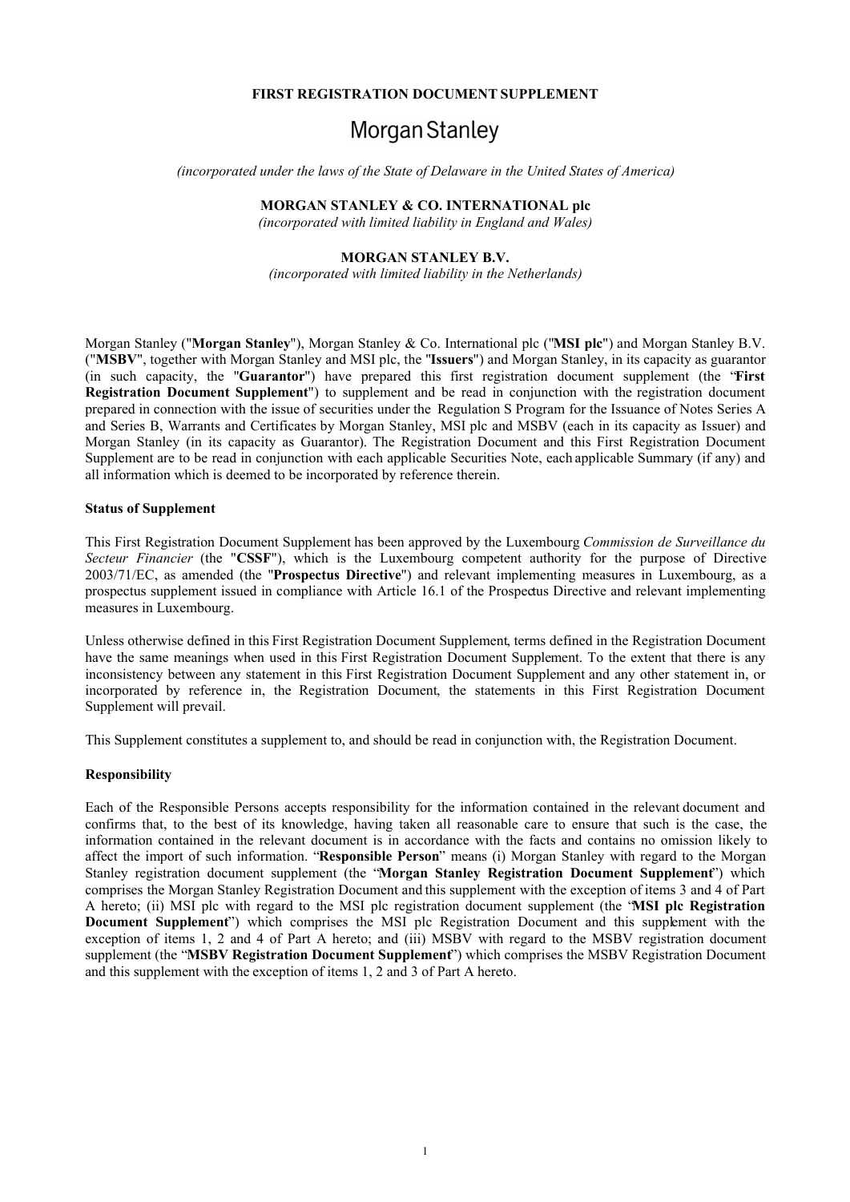**FIRST REGISTRATION DOCUMENT SUPPLEMENT**

# Morgan Stanley

*(incorporated under the laws of the State of Delaware in the United States of America)*

**MORGAN STANLEY & CO. INTERNATIONAL plc**

*(incorporated with limited liability in England and Wales)*

**MORGAN STANLEY B.V.**

*(incorporated with limited liability in the Netherlands)*

Morgan Stanley ("**Morgan Stanley**"), Morgan Stanley & Co. International plc ("**MSI plc**") and Morgan Stanley B.V. ("**MSBV**", together with Morgan Stanley and MSI plc, the "**Issuers**") and Morgan Stanley, in its capacity as guarantor (in such capacity, the "**Guarantor**") have prepared this first registration document supplement (the "**First Registration Document Supplement**") to supplement and be read in conjunction with the registration document prepared in connection with the issue of securities under the Regulation S Program for the Issuance of Notes Series A and Series B, Warrants and Certificates by Morgan Stanley, MSI plc and MSBV (each in its capacity as Issuer) and Morgan Stanley (in its capacity as Guarantor). The Registration Document and this First Registration Document Supplement are to be read in conjunction with each applicable Securities Note, each applicable Summary (if any) and all information which is deemed to be incorporated by reference therein.

**Status of Supplement**

This First Registration Document Supplement has been approved by the Luxembourg *Commission de Surveillance du Secteur Financier* (the "**CSSF**"), which is the Luxembourg competent authority for the purpose of Directive 2003/71/EC, as amended (the "**Prospectus Directive**") and relevant implementing measures in Luxembourg, as a prospectus supplement issued in compliance with Article 16.1 of the Prospectus Directive and relevant implementing measures in Luxembourg.

Unless otherwise defined in this First Registration Document Supplement, terms defined in the Registration Document have the same meanings when used in this First Registration Document Supplement. To the extent that there is any inconsistency between any statement in this First Registration Document Supplement and any other statement in, or incorporated by reference in, the Registration Document, the statements in this First Registration Document Supplement will prevail.

This Supplement constitutes a supplement to, and should be read in conjunction with, the Registration Document.

**Responsibility**

Each of the Responsible Persons accepts responsibility for the information contained in the relevant document and confirms that, to the best of its knowledge, having taken all reasonable care to ensure that such is the case, the information contained in the relevant document is in accordance with the facts and contains no omission likely to affect the import of such information. "**Responsible Person**" means (i) Morgan Stanley with regard to the Morgan Stanley registration document supplement (the "**Morgan Stanley Registration Document Supplement**") which comprises the Morgan Stanley Registration Document and this supplement with the exception of items 3 and 4 of Part A hereto; (ii) MSI plc with regard to the MSI plc registration document supplement (the "**MSI plc Registration Document Supplement**") which comprises the MSI plc Registration Document and this supplement with the exception of items 1, 2 and 4 of Part A hereto; and (iii) MSBV with regard to the MSBV registration document supplement (the "**MSBV Registration Document Supplement**") which comprises the MSBV Registration Document and this supplement with the exception of items 1, 2 and 3 of Part A hereto.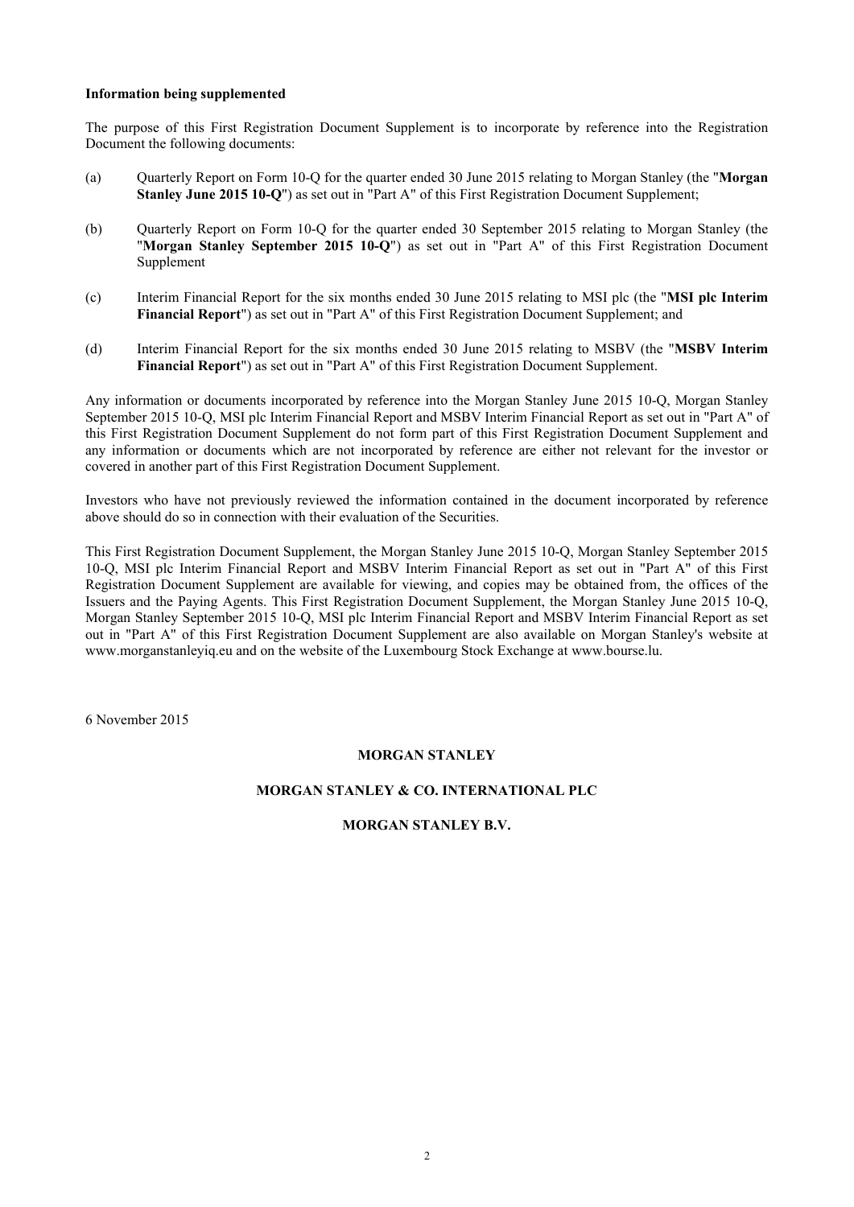**Information being supplemented**

The purpose of this First Registration Document Supplement is to incorporate by reference into the Registration Document the following documents:

(a) Quarterly Report on Form 10-Q for the quarter ended 30 June 2015 relating to Morgan Stanley (the "**Morgan Stanley June 2015 10-Q**") as set out in "Part A" of this First Registration Document Supplement;

(b) Quarterly Report on Form 10-Q for the quarter ended 30 September 2015 relating to Morgan Stanley (the "**Morgan Stanley September 2015 10-Q**") as set out in "Part A" of this First Registration Document Supplement

(c) Interim Financial Report for the six months ended 30 June 2015 relating to MSI plc (the "**MSI plc Interim Financial Report**") as set out in "Part A" of this First Registration Document Supplement; and

(d) Interim Financial Report for the six months ended 30 June 2015 relating to MSBV (the "**MSBV Interim Financial Report**") as set out in "Part A" of this First Registration Document Supplement.

Any information or documents incorporated by reference into the Morgan Stanley June 2015 10-Q, Morgan Stanley September 2015 10-Q, MSI plc Interim Financial Report and MSBV Interim Financial Report as set out in "Part A" of this First Registration Document Supplement do not form part of this First Registration Document Supplement and any information or documents which are not incorporated by reference are either not relevant for the investor or covered in another part of this First Registration Document Supplement.

Investors who have not previously reviewed the information contained in the document incorporated by reference above should do so in connection with their evaluation of the Securities.

This First Registration Document Supplement, the Morgan Stanley June 2015 10-Q, Morgan Stanley September 2015 10-Q, MSI plc Interim Financial Report and MSBV Interim Financial Report as set out in "Part A" of this First Registration Document Supplement are available for viewing, and copies may be obtained from, the offices of the Issuers and the Paying Agents. This First Registration Document Supplement, the Morgan Stanley June 2015 10-Q, Morgan Stanley September 2015 10-Q, MSI plc Interim Financial Report and MSBV Interim Financial Report as set out in "Part A" of this First Registration Document Supplement are also available on Morgan Stanley's website at www.morganstanleyiq.eu and on the website of the Luxembourg Stock Exchange at www.bourse.lu.

6 November 2015

**MORGAN STANLEY**

**MORGAN STANLEY & CO. INTERNATIONAL PLC**

**MORGAN STANLEY B.V.**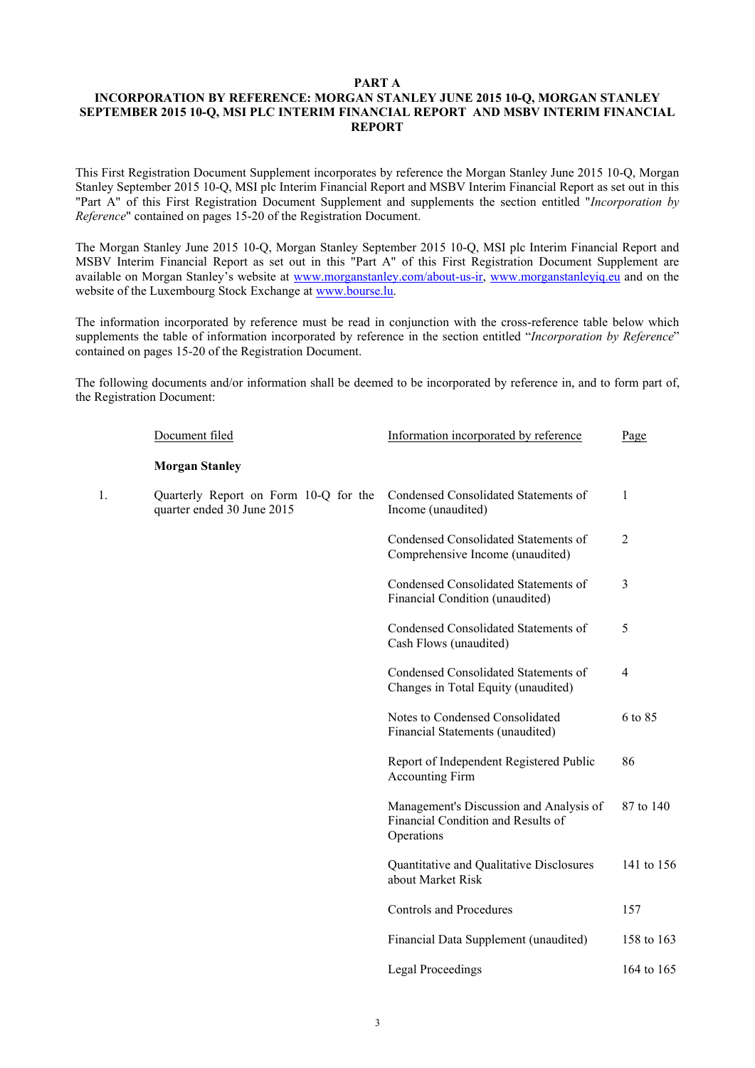# PART A

## INCORPORATION BY REFERENCE: MORGAN STANLEY JUNE 2015 10-Q, MORGAN STANLEY SEPTEMBER 2015 10-Q, MSI PLC INTERIM FINANCIAL REPORT AND MSBV INTERIM FINANCIAL REPORT

This First Registration Document Supplement incorporates by reference the Morgan Stanley June 2015 10-Q, Morgan Stanley September 2015 10-Q, MSI plc Interim Financial Report and MSBV Interim Financial Report as set out in this "Part A" of this First Registration Document Supplement and supplements the section entitled "*Incorporation by Reference*" contained on pages 15-20 of the Registration Document.

The Morgan Stanley June 2015 10-Q, Morgan Stanley September 2015 10-Q, MSI plc Interim Financial Report and MSBV Interim Financial Report as set out in this "Part A" of this First Registration Document Supplement are available on Morgan Stanley's website at www.morganstanley.com/about-us-ir, www.morganstanleyiq.eu and on the website of the Luxembourg Stock Exchange at www.bourse.lu.

The information incorporated by reference must be read in conjunction with the cross-reference table below which supplements the table of information incorporated by reference in the section entitled "*Incorporation by Reference*" contained on pages 15-20 of the Registration Document.

The following documents and/or information shall be deemed to be incorporated by reference in, and to form part of, the Registration Document:

| | Document filed | Information incorporated by reference | Page |
|---|---|---|---|
| | **Morgan Stanley** | | |
| 1. | Quarterly Report on Form 10-Q for the quarter ended 30 June 2015 | Condensed Consolidated Statements of Income (unaudited) | 1 |
| | | Condensed Consolidated Statements of Comprehensive Income (unaudited) | 2 |
| | | Condensed Consolidated Statements of Financial Condition (unaudited) | 3 |
| | | Condensed Consolidated Statements of Cash Flows (unaudited) | 5 |
| | | Condensed Consolidated Statements of Changes in Total Equity (unaudited) | 4 |
| | | Notes to Condensed Consolidated Financial Statements (unaudited) | 6 to 85 |
| | | Report of Independent Registered Public Accounting Firm | 86 |
| | | Management's Discussion and Analysis of Financial Condition and Results of Operations | 87 to 140 |
| | | Quantitative and Qualitative Disclosures about Market Risk | 141 to 156 |
| | | Controls and Procedures | 157 |
| | | Financial Data Supplement (unaudited) | 158 to 163 |
| | | Legal Proceedings | 164 to 165 |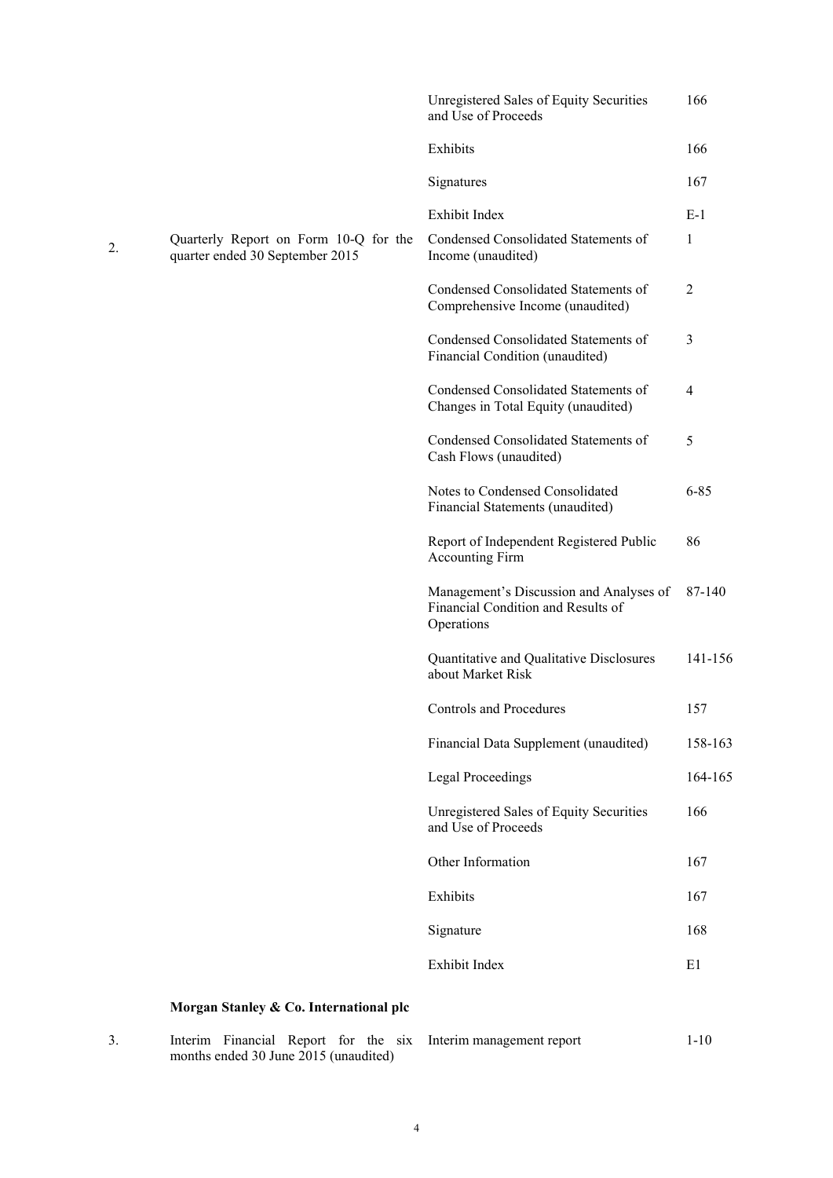| | | | |
|---|---|---|---|
| | | Unregistered Sales of Equity Securities and Use of Proceeds | 166 |
| | | Exhibits | 166 |
| | | Signatures | 167 |
| | | Exhibit Index | E-1 |
| 2. | Quarterly Report on Form 10-Q for the quarter ended 30 September 2015 | Condensed Consolidated Statements of Income (unaudited) | 1 |
| | | Condensed Consolidated Statements of Comprehensive Income (unaudited) | 2 |
| | | Condensed Consolidated Statements of Financial Condition (unaudited) | 3 |
| | | Condensed Consolidated Statements of Changes in Total Equity (unaudited) | 4 |
| | | Condensed Consolidated Statements of Cash Flows (unaudited) | 5 |
| | | Notes to Condensed Consolidated Financial Statements (unaudited) | 6-85 |
| | | Report of Independent Registered Public Accounting Firm | 86 |
| | | Management's Discussion and Analyses of Financial Condition and Results of Operations | 87-140 |
| | | Quantitative and Qualitative Disclosures about Market Risk | 141-156 |
| | | Controls and Procedures | 157 |
| | | Financial Data Supplement (unaudited) | 158-163 |
| | | Legal Proceedings | 164-165 |
| | | Unregistered Sales of Equity Securities and Use of Proceeds | 166 |
| | | Other Information | 167 |
| | | Exhibits | 167 |
| | | Signature | 168 |
| | | Exhibit Index | E1 |
| | **Morgan Stanley & Co. International plc** | | |
| 3. | Interim Financial Report for the six months ended 30 June 2015 (unaudited) | Interim management report | 1-10 |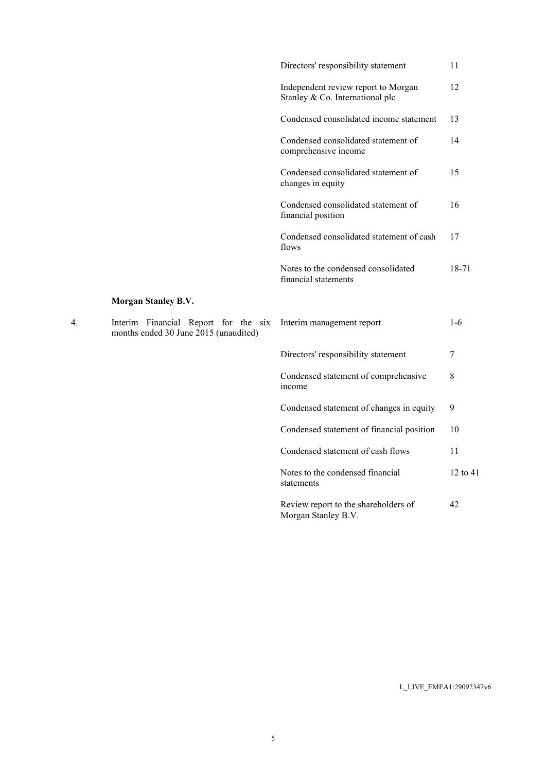| | | | |
|---|---|---|---|
| | | Directors' responsibility statement | 11 |
| | | Independent review report to Morgan Stanley & Co. International plc | 12 |
| | | Condensed consolidated income statement | 13 |
| | | Condensed consolidated statement of comprehensive income | 14 |
| | | Condensed consolidated statement of changes in equity | 15 |
| | | Condensed consolidated statement of financial position | 16 |
| | | Condensed consolidated statement of cash flows | 17 |
| | | Notes to the condensed consolidated financial statements | 18-71 |
| | **Morgan Stanley B.V.** | | |
| 4. | Interim Financial Report for the six months ended 30 June 2015 (unaudited) | Interim management report | 1-6 |
| | | Directors' responsibility statement | 7 |
| | | Condensed statement of comprehensive income | 8 |
| | | Condensed statement of changes in equity | 9 |
| | | Condensed statement of financial position | 10 |
| | | Condensed statement of cash flows | 11 |
| | | Notes to the condensed financial statements | 12 to 41 |
| | | Review report to the shareholders of Morgan Stanley B.V. | 42 |

L_LIVE_EMEA1:29092347v6